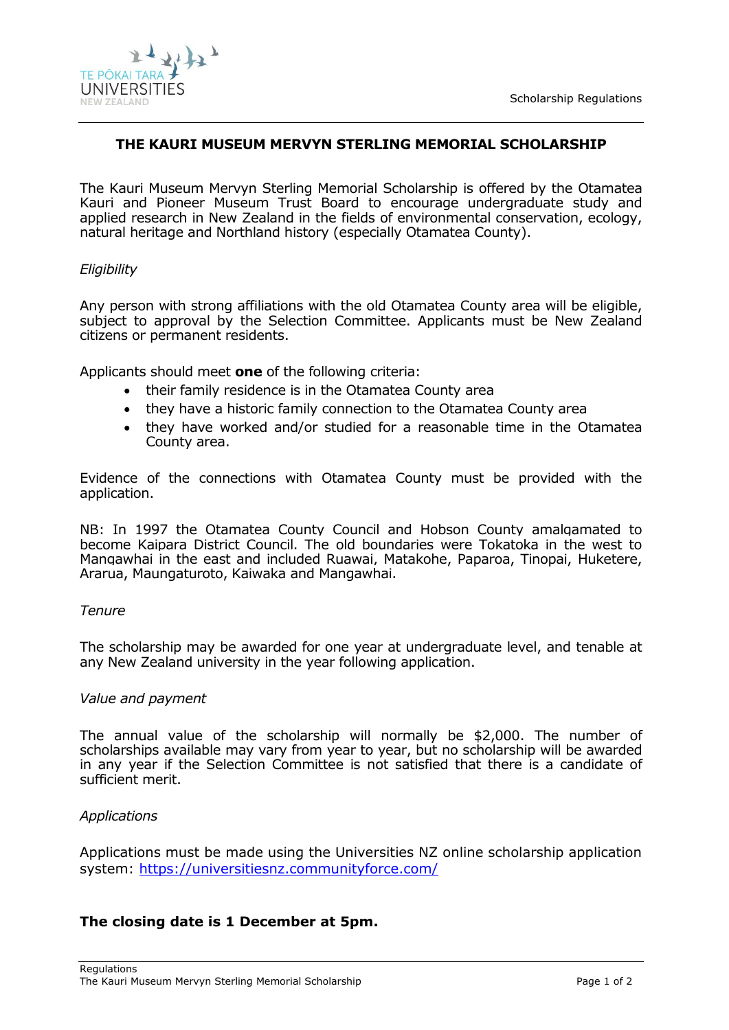# THE KAURI MUSEUM MERVYN STERLING MEMORIAL SCHOLARSHIP

The Kauri Museum Mervyn Sterling Memorial Scholarship is offered by the Otamatea Kauri and Pioneer Museum Trust Board to encourage undergraduate study and applied research in New Zealand in the fields of environmental conservation, ecology, natural heritage and Northland history (especially Otamatea County).

*Eligibility*

Any person with strong affiliations with the old Otamatea County area will be eligible, subject to approval by the Selection Committee. Applicants must be New Zealand citizens or permanent residents.

Applicants should meet **one** of the following criteria:

- their family residence is in the Otamatea County area
- they have a historic family connection to the Otamatea County area
- they have worked and/or studied for a reasonable time in the Otamatea County area.

Evidence of the connections with Otamatea County must be provided with the application.

NB: In 1997 the Otamatea County Council and Hobson County amalgamated to become Kaipara District Council. The old boundaries were Tokatoka in the west to Mangawhai in the east and included Ruawai, Matakohe, Paparoa, Tinopai, Huketere, Ararua, Maungaturoto, Kaiwaka and Mangawhai.

*Tenure*

The scholarship may be awarded for one year at undergraduate level, and tenable at any New Zealand university in the year following application.

*Value and payment*

The annual value of the scholarship will normally be $2,000. The number of scholarships available may vary from year to year, but no scholarship will be awarded in any year if the Selection Committee is not satisfied that there is a candidate of sufficient merit.

*Applications*

Applications must be made using the Universities NZ online scholarship application system: https://universitiesnz.communityforce.com/

**The closing date is 1 December at 5pm.**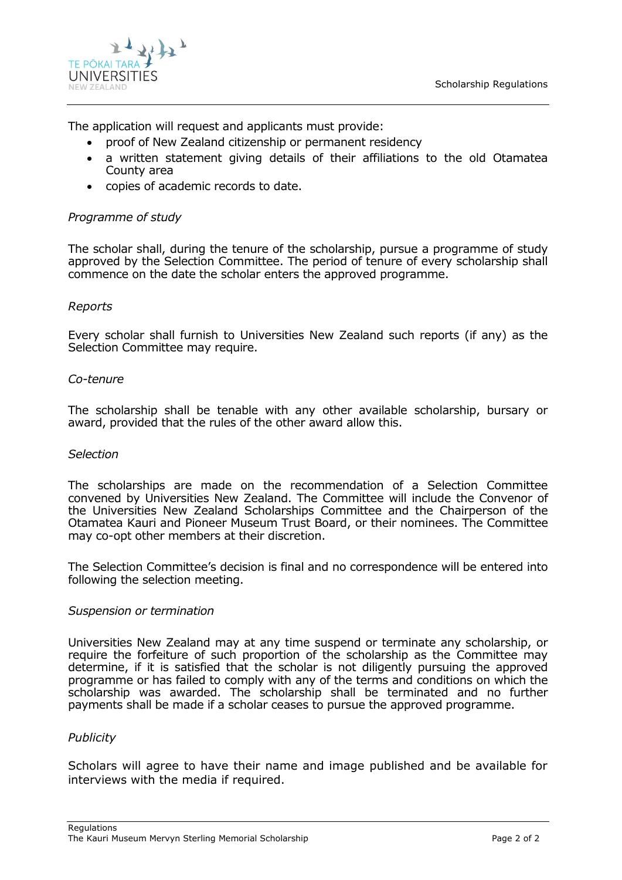The application will request and applicants must provide:

- proof of New Zealand citizenship or permanent residency
- a written statement giving details of their affiliations to the old Otamatea County area
- copies of academic records to date.

*Programme of study*

The scholar shall, during the tenure of the scholarship, pursue a programme of study approved by the Selection Committee. The period of tenure of every scholarship shall commence on the date the scholar enters the approved programme.

*Reports*

Every scholar shall furnish to Universities New Zealand such reports (if any) as the Selection Committee may require.

*Co-tenure*

The scholarship shall be tenable with any other available scholarship, bursary or award, provided that the rules of the other award allow this.

*Selection*

The scholarships are made on the recommendation of a Selection Committee convened by Universities New Zealand. The Committee will include the Convenor of the Universities New Zealand Scholarships Committee and the Chairperson of the Otamatea Kauri and Pioneer Museum Trust Board, or their nominees. The Committee may co-opt other members at their discretion.

The Selection Committee's decision is final and no correspondence will be entered into following the selection meeting.

*Suspension or termination*

Universities New Zealand may at any time suspend or terminate any scholarship, or require the forfeiture of such proportion of the scholarship as the Committee may determine, if it is satisfied that the scholar is not diligently pursuing the approved programme or has failed to comply with any of the terms and conditions on which the scholarship was awarded. The scholarship shall be terminated and no further payments shall be made if a scholar ceases to pursue the approved programme.

*Publicity*

Scholars will agree to have their name and image published and be available for interviews with the media if required.